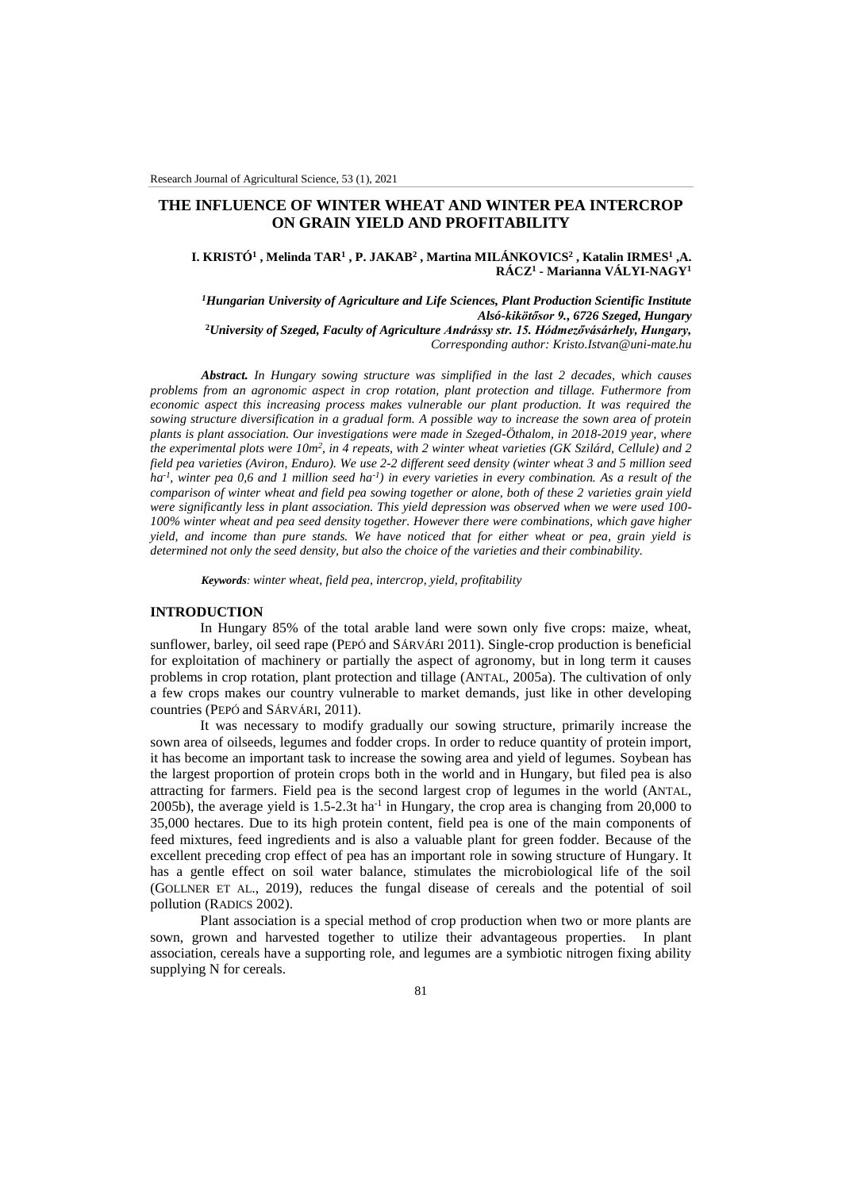# THE INFLUENCE OF WINTER WHEAT AND WINTER PEA INTERCROP ON GRAIN YIELD AND PROFITABILITY

**I. KRISTÓ[1] , Melinda TAR[1] , P. JAKAB[2] , Martina MILÁNKOVICS[2] , Katalin IRMES[1] ,A. RÁCZ[1] - Marianna VÁLYI-NAGY[1]**

*[1]Hungarian University of Agriculture and Life Sciences, Plant Production Scientific Institute Alsó-kikötősor 9., 6726 Szeged, Hungary*
*[2]University of Szeged, Faculty of Agriculture Andrássy str. 15. Hódmezővásárhely, Hungary,*
*Corresponding author: Kristo.Istvan@uni-mate.hu*

***Abstract.*** *In Hungary sowing structure was simplified in the last 2 decades, which causes problems from an agronomic aspect in crop rotation, plant protection and tillage. Futhermore from economic aspect this increasing process makes vulnerable our plant production. It was required the sowing structure diversification in a gradual form. A possible way to increase the sown area of protein plants is plant association. Our investigations were made in Szeged-Öthalom, in 2018-2019 year, where the experimental plots were 10m$^2$, in 4 repeats, with 2 winter wheat varieties (GK Szilárd, Cellule) and 2 field pea varieties (Aviron, Enduro). We use 2-2 different seed density (winter wheat 3 and 5 million seed ha$^{-1}$, winter pea 0,6 and 1 million seed ha$^{-1}$) in every varieties in every combination. As a result of the comparison of winter wheat and field pea sowing together or alone, both of these 2 varieties grain yield were significantly less in plant association. This yield depression was observed when we were used 100-100% winter wheat and pea seed density together. However there were combinations, which gave higher yield, and income than pure stands. We have noticed that for either wheat or pea, grain yield is determined not only the seed density, but also the choice of the varieties and their combinability.*

***Keywords****: winter wheat, field pea, intercrop, yield, profitability*

## INTRODUCTION

In Hungary 85% of the total arable land were sown only five crops: maize, wheat, sunflower, barley, oil seed rape (PEPÓ and SÁRVÁRI 2011). Single-crop production is beneficial for exploitation of machinery or partially the aspect of agronomy, but in long term it causes problems in crop rotation, plant protection and tillage (ANTAL, 2005a). The cultivation of only a few crops makes our country vulnerable to market demands, just like in other developing countries (PEPÓ and SÁRVÁRI, 2011).

It was necessary to modify gradually our sowing structure, primarily increase the sown area of oilseeds, legumes and fodder crops. In order to reduce quantity of protein import, it has become an important task to increase the sowing area and yield of legumes. Soybean has the largest proportion of protein crops both in the world and in Hungary, but filed pea is also attracting for farmers. Field pea is the second largest crop of legumes in the world (ANTAL, 2005b), the average yield is 1.5-2.3t ha$^{-1}$ in Hungary, the crop area is changing from 20,000 to 35,000 hectares. Due to its high protein content, field pea is one of the main components of feed mixtures, feed ingredients and is also a valuable plant for green fodder. Because of the excellent preceding crop effect of pea has an important role in sowing structure of Hungary. It has a gentle effect on soil water balance, stimulates the microbiological life of the soil (GOLLNER ET AL., 2019), reduces the fungal disease of cereals and the potential of soil pollution (RADICS 2002).

Plant association is a special method of crop production when two or more plants are sown, grown and harvested together to utilize their advantageous properties. In plant association, cereals have a supporting role, and legumes are a symbiotic nitrogen fixing ability supplying N for cereals.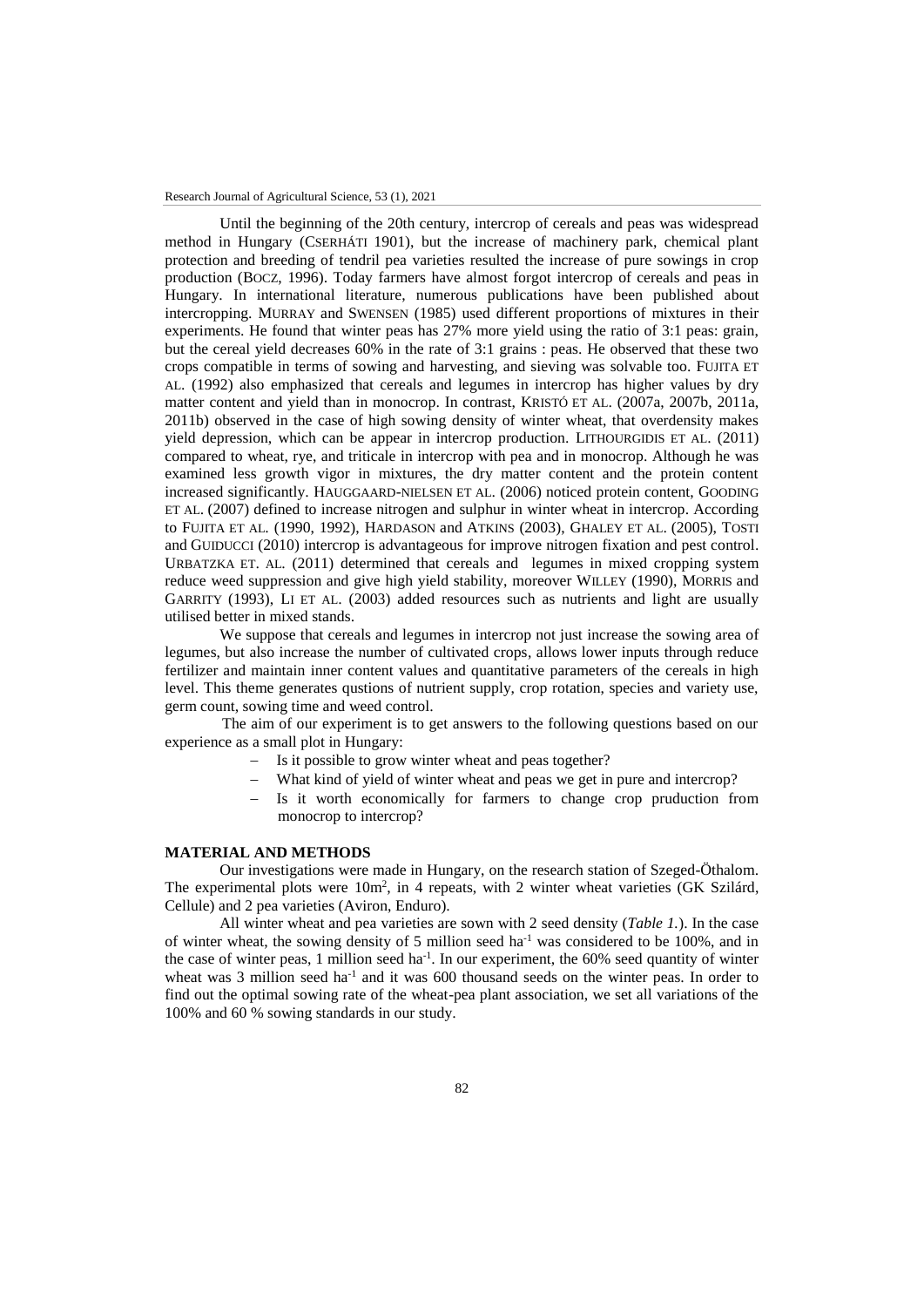Until the beginning of the 20th century, intercrop of cereals and peas was widespread method in Hungary (CSERHÁTI 1901), but the increase of machinery park, chemical plant protection and breeding of tendril pea varieties resulted the increase of pure sowings in crop production (BOCZ, 1996). Today farmers have almost forgot intercrop of cereals and peas in Hungary. In international literature, numerous publications have been published about intercropping. MURRAY and SWENSEN (1985) used different proportions of mixtures in their experiments. He found that winter peas has 27% more yield using the ratio of 3:1 peas: grain, but the cereal yield decreases 60% in the rate of 3:1 grains : peas. He observed that these two crops compatible in terms of sowing and harvesting, and sieving was solvable too. FUJITA ET AL. (1992) also emphasized that cereals and legumes in intercrop has higher values by dry matter content and yield than in monocrop. In contrast, KRISTÓ ET AL. (2007a, 2007b, 2011a, 2011b) observed in the case of high sowing density of winter wheat, that overdensity makes yield depression, which can be appear in intercrop production. LITHOURGIDIS ET AL. (2011) compared to wheat, rye, and triticale in intercrop with pea and in monocrop. Although he was examined less growth vigor in mixtures, the dry matter content and the protein content increased significantly. HAUGGAARD-NIELSEN ET AL. (2006) noticed protein content, GOODING ET AL. (2007) defined to increase nitrogen and sulphur in winter wheat in intercrop. According to FUJITA ET AL. (1990, 1992), HARDASON and ATKINS (2003), GHALEY ET AL. (2005), TOSTI and GUIDUCCI (2010) intercrop is advantageous for improve nitrogen fixation and pest control. URBATZKA ET. AL. (2011) determined that cereals and legumes in mixed cropping system reduce weed suppression and give high yield stability, moreover WILLEY (1990), MORRIS and GARRITY (1993), LI ET AL. (2003) added resources such as nutrients and light are usually utilised better in mixed stands.

We suppose that cereals and legumes in intercrop not just increase the sowing area of legumes, but also increase the number of cultivated crops, allows lower inputs through reduce fertilizer and maintain inner content values and quantitative parameters of the cereals in high level. This theme generates qustions of nutrient supply, crop rotation, species and variety use, germ count, sowing time and weed control.

The aim of our experiment is to get answers to the following questions based on our experience as a small plot in Hungary:

- Is it possible to grow winter wheat and peas together?
- What kind of yield of winter wheat and peas we get in pure and intercrop?
- Is it worth economically for farmers to change crop pruduction from monocrop to intercrop?

## MATERIAL AND METHODS

Our investigations were made in Hungary, on the research station of Szeged-Öthalom. The experimental plots were 10m$^2$, in 4 repeats, with 2 winter wheat varieties (GK Szilárd, Cellule) and 2 pea varieties (Aviron, Enduro).

All winter wheat and pea varieties are sown with 2 seed density (*Table 1.*). In the case of winter wheat, the sowing density of 5 million seed ha$^{-1}$ was considered to be 100%, and in the case of winter peas, 1 million seed ha$^{-1}$. In our experiment, the 60% seed quantity of winter wheat was 3 million seed ha$^{-1}$ and it was 600 thousand seeds on the winter peas. In order to find out the optimal sowing rate of the wheat-pea plant association, we set all variations of the 100% and 60 % sowing standards in our study.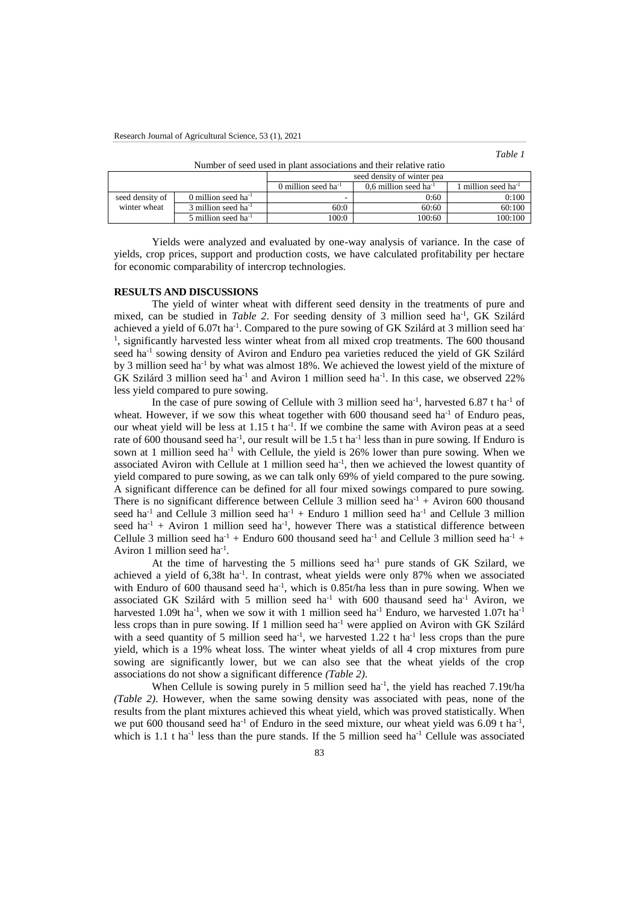*Table 1*

Number of seed used in plant associations and their relative ratio

| | | seed density of winter pea | | |
|---|---|---|---|---|
| | | 0 million seed ha$^{-1}$ | 0,6 million seed ha$^{-1}$ | 1 million seed ha$^{-1}$ |
| seed density of winter wheat | 0 million seed ha$^{-1}$ | - | 0:60 | 0:100 |
| | 3 million seed ha$^{-1}$ | 60:0 | 60:60 | 60:100 |
| | 5 million seed ha$^{-1}$ | 100:0 | 100:60 | 100:100 |

Yields were analyzed and evaluated by one-way analysis of variance. In the case of yields, crop prices, support and production costs, we have calculated profitability per hectare for economic comparability of intercrop technologies.

## RESULTS AND DISCUSSIONS

The yield of winter wheat with different seed density in the treatments of pure and mixed, can be studied in *Table 2*. For seeding density of 3 million seed ha$^{-1}$, GK Szilárd achieved a yield of 6.07t ha$^{-1}$. Compared to the pure sowing of GK Szilárd at 3 million seed ha$^{-1}$, significantly harvested less winter wheat from all mixed crop treatments. The 600 thousand seed ha$^{-1}$ sowing density of Aviron and Enduro pea varieties reduced the yield of GK Szilárd by 3 million seed ha$^{-1}$ by what was almost 18%. We achieved the lowest yield of the mixture of GK Szilárd 3 million seed ha$^{-1}$ and Aviron 1 million seed ha$^{-1}$. In this case, we observed 22% less yield compared to pure sowing.

In the case of pure sowing of Cellule with 3 million seed ha$^{-1}$, harvested 6.87 t ha$^{-1}$ of wheat. However, if we sow this wheat together with 600 thousand seed ha$^{-1}$ of Enduro peas, our wheat yield will be less at 1.15 t ha$^{-1}$. If we combine the same with Aviron peas at a seed rate of 600 thousand seed ha$^{-1}$, our result will be 1.5 t ha$^{-1}$ less than in pure sowing. If Enduro is sown at 1 million seed ha$^{-1}$ with Cellule, the yield is 26% lower than pure sowing. When we associated Aviron with Cellule at 1 million seed ha$^{-1}$, then we achieved the lowest quantity of yield compared to pure sowing, as we can talk only 69% of yield compared to the pure sowing. A significant difference can be defined for all four mixed sowings compared to pure sowing. There is no significant difference between Cellule 3 million seed ha$^{-1}$ + Aviron 600 thousand seed ha$^{-1}$ and Cellule 3 million seed ha$^{-1}$ + Enduro 1 million seed ha$^{-1}$ and Cellule 3 million seed ha$^{-1}$ + Aviron 1 million seed ha$^{-1}$, however There was a statistical difference between Cellule 3 million seed ha$^{-1}$ + Enduro 600 thousand seed ha$^{-1}$ and Cellule 3 million seed ha$^{-1}$ + Aviron 1 million seed ha$^{-1}$.

At the time of harvesting the 5 millions seed ha$^{-1}$ pure stands of GK Szilard, we achieved a yield of 6,38t ha$^{-1}$. In contrast, wheat yields were only 87% when we associated with Enduro of 600 thausand seed ha$^{-1}$, which is 0.85t/ha less than in pure sowing. When we associated GK Szilárd with 5 million seed ha$^{-1}$ with 600 thausand seed ha$^{-1}$ Aviron, we harvested 1.09t ha$^{-1}$, when we sow it with 1 million seed ha$^{-1}$ Enduro, we harvested 1.07t ha$^{-1}$ less crops than in pure sowing. If 1 million seed ha$^{-1}$ were applied on Aviron with GK Szilárd with a seed quantity of 5 million seed ha$^{-1}$, we harvested 1.22 t ha$^{-1}$ less crops than the pure yield, which is a 19% wheat loss. The winter wheat yields of all 4 crop mixtures from pure sowing are significantly lower, but we can also see that the wheat yields of the crop associations do not show a significant difference *(Table 2)*.

When Cellule is sowing purely in 5 million seed ha$^{-1}$, the yield has reached 7.19t/ha *(Table 2)*. However, when the same sowing density was associated with peas, none of the results from the plant mixtures achieved this wheat yield, which was proved statistically. When we put 600 thousand seed ha$^{-1}$ of Enduro in the seed mixture, our wheat yield was 6.09 t ha$^{-1}$, which is 1.1 t ha$^{-1}$ less than the pure stands. If the 5 million seed ha$^{-1}$ Cellule was associated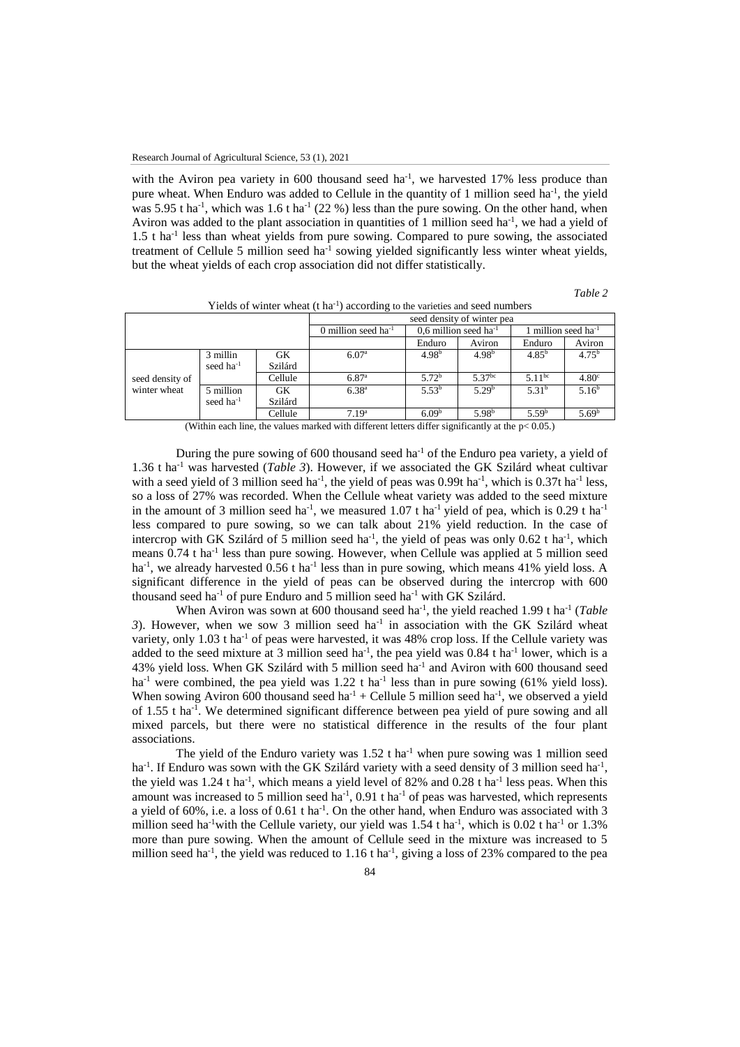with the Aviron pea variety in 600 thousand seed ha$^{-1}$, we harvested 17% less produce than pure wheat. When Enduro was added to Cellule in the quantity of 1 million seed ha$^{-1}$, the yield was 5.95 t ha$^{-1}$, which was 1.6 t ha$^{-1}$ (22 %) less than the pure sowing. On the other hand, when Aviron was added to the plant association in quantities of 1 million seed ha$^{-1}$, we had a yield of 1.5 t ha$^{-1}$ less than wheat yields from pure sowing. Compared to pure sowing, the associated treatment of Cellule 5 million seed ha$^{-1}$ sowing yielded significantly less winter wheat yields, but the wheat yields of each crop association did not differ statistically.

*Table 2*

Yields of winter wheat (t ha$^{-1}$) according to the varieties and seed numbers

| | | | seed density of winter pea | | | | |
|---|---|---|---|---|---|---|---|
| | | | 0 million seed ha$^{-1}$ | 0,6 million seed ha$^{-1}$ | | 1 million seed ha$^{-1}$ | |
| | | | | Enduro | Aviron | Enduro | Aviron |
| seed density of winter wheat | 3 millin seed ha$^{-1}$ | GK Szilárd | 6.07$^{a}$ | 4.98$^{b}$ | 4.98$^{b}$ | 4.85$^{b}$ | 4.75$^{b}$ |
| | | Cellule | 6.87$^{a}$ | 5.72$^{b}$ | 5.37$^{bc}$ | 5.11$^{bc}$ | 4.80$^{c}$ |
| | 5 million seed ha$^{-1}$ | GK Szilárd | 6.38$^{a}$ | 5.53$^{b}$ | 5.29$^{b}$ | 5.31$^{b}$ | 5.16$^{b}$ |
| | | Cellule | 7.19$^{a}$ | 6.09$^{b}$ | 5.98$^{b}$ | 5.59$^{b}$ | 5.69$^{b}$ |

(Within each line, the values marked with different letters differ significantly at the $p< 0.05$.)

During the pure sowing of 600 thousand seed ha$^{-1}$ of the Enduro pea variety, a yield of 1.36 t ha$^{-1}$ was harvested (*Table 3*). However, if we associated the GK Szilárd wheat cultivar with a seed yield of 3 million seed ha$^{-1}$, the yield of peas was 0.99t ha$^{-1}$, which is 0.37t ha$^{-1}$ less, so a loss of 27% was recorded. When the Cellule wheat variety was added to the seed mixture in the amount of 3 million seed ha$^{-1}$, we measured 1.07 t ha$^{-1}$ yield of pea, which is 0.29 t ha$^{-1}$ less compared to pure sowing, so we can talk about 21% yield reduction. In the case of intercrop with GK Szilárd of 5 million seed ha$^{-1}$, the yield of peas was only 0.62 t ha$^{-1}$, which means 0.74 t ha$^{-1}$ less than pure sowing. However, when Cellule was applied at 5 million seed ha$^{-1}$, we already harvested 0.56 t ha$^{-1}$ less than in pure sowing, which means 41% yield loss. A significant difference in the yield of peas can be observed during the intercrop with 600 thousand seed ha$^{-1}$ of pure Enduro and 5 million seed ha$^{-1}$ with GK Szilárd.

When Aviron was sown at 600 thousand seed ha$^{-1}$, the yield reached 1.99 t ha$^{-1}$ (*Table 3*). However, when we sow 3 million seed ha$^{-1}$ in association with the GK Szilárd wheat variety, only 1.03 t ha$^{-1}$ of peas were harvested, it was 48% crop loss. If the Cellule variety was added to the seed mixture at 3 million seed ha$^{-1}$, the pea yield was 0.84 t ha$^{-1}$ lower, which is a 43% yield loss. When GK Szilárd with 5 million seed ha$^{-1}$ and Aviron with 600 thousand seed ha$^{-1}$ were combined, the pea yield was 1.22 t ha$^{-1}$ less than in pure sowing (61% yield loss). When sowing Aviron 600 thousand seed ha$^{-1}$ + Cellule 5 million seed ha$^{-1}$, we observed a yield of 1.55 t ha$^{-1}$. We determined significant difference between pea yield of pure sowing and all mixed parcels, but there were no statistical difference in the results of the four plant associations.

The yield of the Enduro variety was 1.52 t ha$^{-1}$ when pure sowing was 1 million seed ha$^{-1}$. If Enduro was sown with the GK Szilárd variety with a seed density of 3 million seed ha$^{-1}$, the yield was 1.24 t ha$^{-1}$, which means a yield level of 82% and 0.28 t ha$^{-1}$ less peas. When this amount was increased to 5 million seed ha$^{-1}$, 0.91 t ha$^{-1}$ of peas was harvested, which represents a yield of 60%, i.e. a loss of 0.61 t ha$^{-1}$. On the other hand, when Enduro was associated with 3 million seed ha$^{-1}$with the Cellule variety, our yield was 1.54 t ha$^{-1}$, which is 0.02 t ha$^{-1}$ or 1.3% more than pure sowing. When the amount of Cellule seed in the mixture was increased to 5 million seed ha$^{-1}$, the yield was reduced to 1.16 t ha$^{-1}$, giving a loss of 23% compared to the pea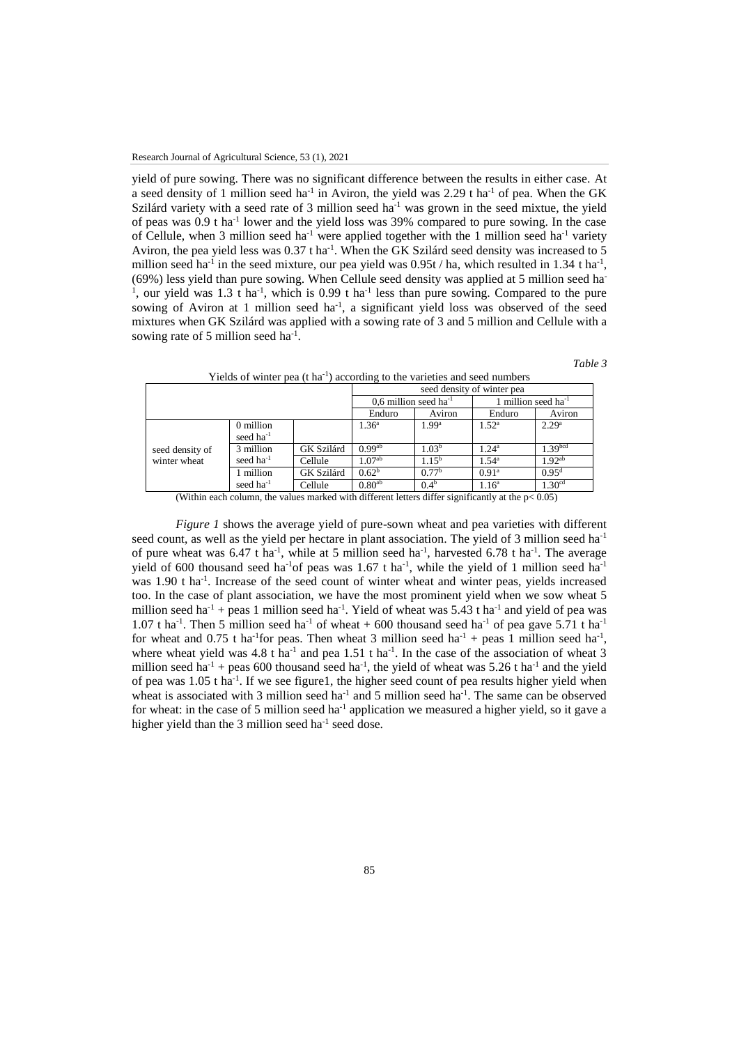yield of pure sowing. There was no significant difference between the results in either case. At a seed density of 1 million seed ha$^{-1}$ in Aviron, the yield was 2.29 t ha$^{-1}$ of pea. When the GK Szilárd variety with a seed rate of 3 million seed ha$^{-1}$ was grown in the seed mixtue, the yield of peas was 0.9 t ha$^{-1}$ lower and the yield loss was 39% compared to pure sowing. In the case of Cellule, when 3 million seed ha$^{-1}$ were applied together with the 1 million seed ha$^{-1}$ variety Aviron, the pea yield less was 0.37 t ha$^{-1}$. When the GK Szilárd seed density was increased to 5 million seed ha$^{-1}$ in the seed mixture, our pea yield was 0.95t / ha, which resulted in 1.34 t ha$^{-1}$, (69%) less yield than pure sowing. When Cellule seed density was applied at 5 million seed ha$^{-1}$, our yield was 1.3 t ha$^{-1}$, which is 0.99 t ha$^{-1}$ less than pure sowing. Compared to the pure sowing of Aviron at 1 million seed ha$^{-1}$, a significant yield loss was observed of the seed mixtures when GK Szilárd was applied with a sowing rate of 3 and 5 million and Cellule with a sowing rate of 5 million seed ha$^{-1}$.

*Table 3*

Yields of winter pea (t ha$^{-1}$) according to the varieties and seed numbers

| | | | seed density of winter pea | | | |
|---|---|---|---|---|---|---|
| | | | 0,6 million seed ha$^{-1}$ | | 1 million seed ha$^{-1}$ | |
| | | | Enduro | Aviron | Enduro | Aviron |
| seed density of winter wheat | 0 million seed ha$^{-1}$ | | 1.36$^{a}$ | 1.99$^{a}$ | 1.52$^{a}$ | 2.29$^{a}$ |
| | 3 million seed ha$^{-1}$ | GK Szilárd | 0.99$^{ab}$ | 1.03$^{b}$ | 1.24$^{a}$ | 1.39$^{bcd}$ |
| | | Cellule | 1.07$^{ab}$ | 1.15$^{b}$ | 1.54$^{a}$ | 1.92$^{ab}$ |
| | 1 million seed ha$^{-1}$ | GK Szilárd | 0.62$^{b}$ | 0.77$^{b}$ | 0.91$^{a}$ | 0.95$^{d}$ |
| | | Cellule | 0.80$^{ab}$ | 0.4$^{b}$ | 1.16$^{a}$ | 1.30$^{cd}$ |

(Within each column, the values marked with different letters differ significantly at the $p < 0.05$)

*Figure 1* shows the average yield of pure-sown wheat and pea varieties with different seed count, as well as the yield per hectare in plant association. The yield of 3 million seed ha$^{-1}$ of pure wheat was 6.47 t ha$^{-1}$, while at 5 million seed ha$^{-1}$, harvested 6.78 t ha$^{-1}$. The average yield of 600 thousand seed ha$^{-1}$of peas was 1.67 t ha$^{-1}$, while the yield of 1 million seed ha$^{-1}$ was 1.90 t ha$^{-1}$. Increase of the seed count of winter wheat and winter peas, yields increased too. In the case of plant association, we have the most prominent yield when we sow wheat 5 million seed ha$^{-1}$ + peas 1 million seed ha$^{-1}$. Yield of wheat was 5.43 t ha$^{-1}$ and yield of pea was 1.07 t ha$^{-1}$. Then 5 million seed ha$^{-1}$ of wheat + 600 thousand seed ha$^{-1}$ of pea gave 5.71 t ha$^{-1}$ for wheat and 0.75 t ha$^{-1}$for peas. Then wheat 3 million seed ha$^{-1}$ + peas 1 million seed ha$^{-1}$, where wheat yield was 4.8 t ha$^{-1}$ and pea 1.51 t ha$^{-1}$. In the case of the association of wheat 3 million seed ha$^{-1}$ + peas 600 thousand seed ha$^{-1}$, the yield of wheat was 5.26 t ha$^{-1}$ and the yield of pea was 1.05 t ha$^{-1}$. If we see figure1, the higher seed count of pea results higher yield when wheat is associated with 3 million seed ha$^{-1}$ and 5 million seed ha$^{-1}$. The same can be observed for wheat: in the case of 5 million seed ha$^{-1}$ application we measured a higher yield, so it gave a higher yield than the 3 million seed ha$^{-1}$ seed dose.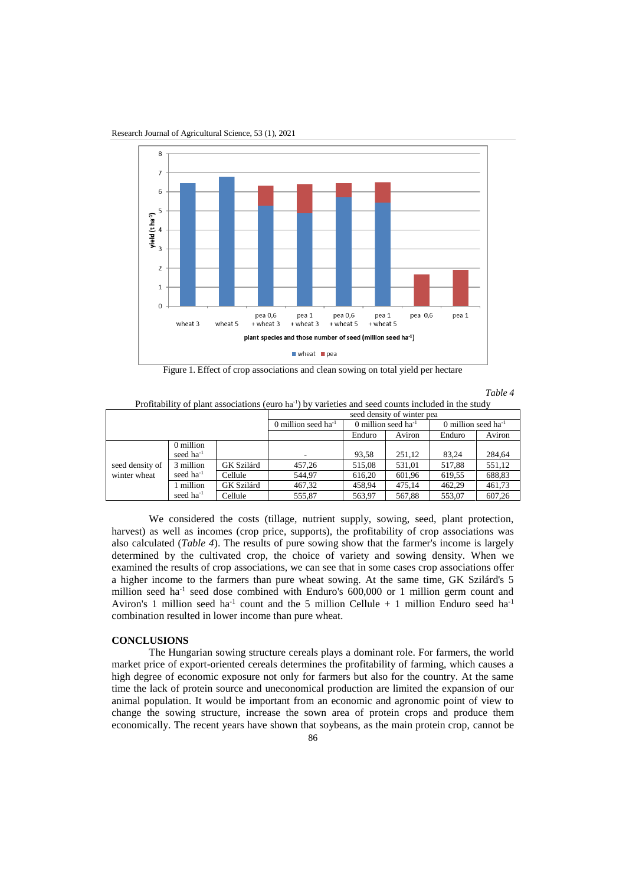Figure 1. Effect of crop associations and clean sowing on total yield per hectare

*Table 4*

Profitability of plant associations (euro ha$^{-1}$) by varieties and seed counts included in the study

| | | | seed density of winter pea | | | | |
|---|---|---|---|---|---|---|---|
| | | | 0 million seed ha$^{-1}$ | 0 million seed ha$^{-1}$ | | 0 million seed ha$^{-1}$ | |
| | | | | Enduro | Aviron | Enduro | Aviron |
| seed density of winter wheat | 0 million seed ha$^{-1}$ | | - | 93,58 | 251,12 | 83,24 | 284,64 |
| | 3 million seed ha$^{-1}$ | GK Szilárd | 457,26 | 515,08 | 531,01 | 517,88 | 551,12 |
| | | Cellule | 544,97 | 616,20 | 601,96 | 619,55 | 688,83 |
| | 1 million seed ha$^{-1}$ | GK Szilárd | 467,32 | 458,94 | 475,14 | 462,29 | 461,73 |
| | | Cellule | 555,87 | 563,97 | 567,88 | 553,07 | 607,26 |

We considered the costs (tillage, nutrient supply, sowing, seed, plant protection, harvest) as well as incomes (crop price, supports), the profitability of crop associations was also calculated (*Table 4*). The results of pure sowing show that the farmer's income is largely determined by the cultivated crop, the choice of variety and sowing density. When we examined the results of crop associations, we can see that in some cases crop associations offer a higher income to the farmers than pure wheat sowing. At the same time, GK Szilárd's 5 million seed ha$^{-1}$ seed dose combined with Enduro's 600,000 or 1 million germ count and Aviron's 1 million seed ha$^{-1}$ count and the 5 million Cellule + 1 million Enduro seed ha$^{-1}$ combination resulted in lower income than pure wheat.

## CONCLUSIONS

The Hungarian sowing structure cereals plays a dominant role. For farmers, the world market price of export-oriented cereals determines the profitability of farming, which causes a high degree of economic exposure not only for farmers but also for the country. At the same time the lack of protein source and uneconomical production are limited the expansion of our animal population. It would be important from an economic and agronomic point of view to change the sowing structure, increase the sown area of protein crops and produce them economically. The recent years have shown that soybeans, as the main protein crop, cannot be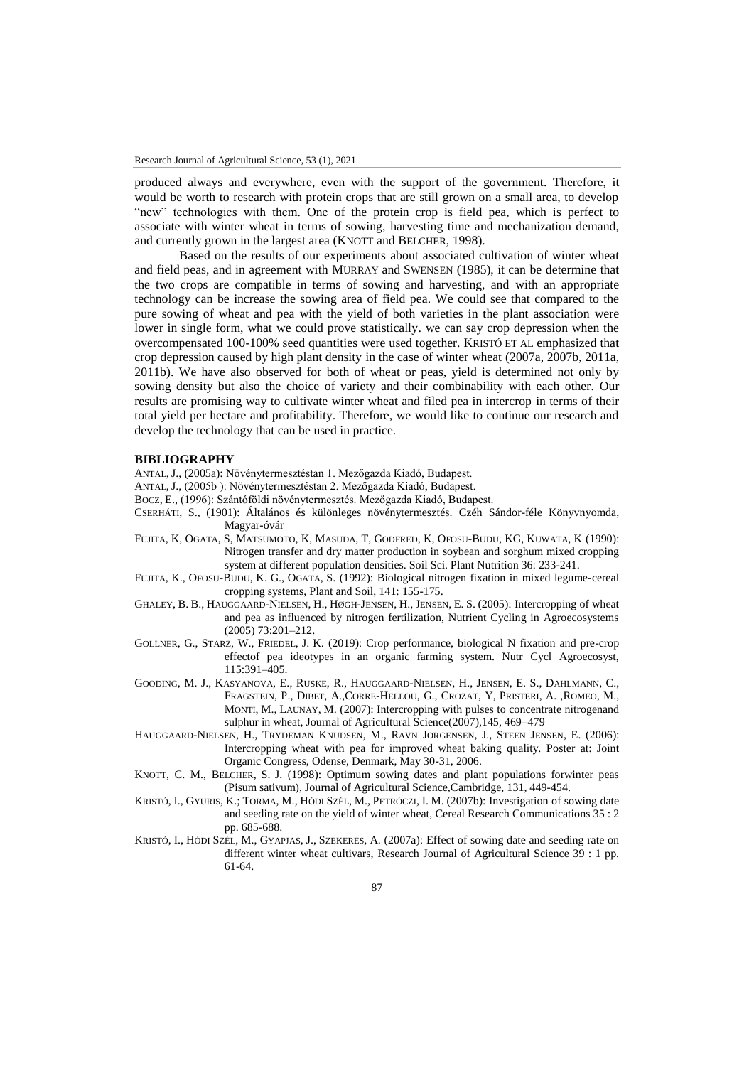produced always and everywhere, even with the support of the government. Therefore, it would be worth to research with protein crops that are still grown on a small area, to develop "new" technologies with them. One of the protein crop is field pea, which is perfect to associate with winter wheat in terms of sowing, harvesting time and mechanization demand, and currently grown in the largest area (KNOTT and BELCHER, 1998).

Based on the results of our experiments about associated cultivation of winter wheat and field peas, and in agreement with MURRAY and SWENSEN (1985), it can be determine that the two crops are compatible in terms of sowing and harvesting, and with an appropriate technology can be increase the sowing area of field pea. We could see that compared to the pure sowing of wheat and pea with the yield of both varieties in the plant association were lower in single form, what we could prove statistically. we can say crop depression when the overcompensated 100-100% seed quantities were used together. KRISTÓ ET AL emphasized that crop depression caused by high plant density in the case of winter wheat (2007a, 2007b, 2011a, 2011b). We have also observed for both of wheat or peas, yield is determined not only by sowing density but also the choice of variety and their combinability with each other. Our results are promising way to cultivate winter wheat and filed pea in intercrop in terms of their total yield per hectare and profitability. Therefore, we would like to continue our research and develop the technology that can be used in practice.

## BIBLIOGRAPHY

ANTAL, J., (2005a): Növénytermesztéstan 1. Mezőgazda Kiadó, Budapest.

ANTAL, J., (2005b ): Növénytermesztéstan 2. Mezőgazda Kiadó, Budapest.

BOCZ, E., (1996): Szántóföldi növénytermesztés. Mezőgazda Kiadó, Budapest.

CSERHÁTI, S., (1901): Általános és különleges növénytermesztés. Czéh Sándor-féle Könyvnyomda, Magyar-óvár

FUJITA, K, OGATA, S, MATSUMOTO, K, MASUDA, T, GODFRED, K, OFOSU-BUDU, KG, KUWATA, K (1990): Nitrogen transfer and dry matter production in soybean and sorghum mixed cropping system at different population densities. Soil Sci. Plant Nutrition 36: 233-241.

FUJITA, K., OFOSU-BUDU, K. G., OGATA, S. (1992): Biological nitrogen fixation in mixed legume-cereal cropping systems, Plant and Soil, 141: 155-175.

GHALEY, B. B., HAUGGAARD-NIELSEN, H., HØGH-JENSEN, H., JENSEN, E. S. (2005): Intercropping of wheat and pea as influenced by nitrogen fertilization, Nutrient Cycling in Agroecosystems (2005) 73:201–212.

GOLLNER, G., STARZ, W., FRIEDEL, J. K. (2019): Crop performance, biological N fixation and pre-crop effectof pea ideotypes in an organic farming system. Nutr Cycl Agroecosyst, 115:391–405.

GOODING, M. J., KASYANOVA, E., RUSKE, R., HAUGGAARD-NIELSEN, H., JENSEN, E. S., DAHLMANN, C., FRAGSTEIN, P., DIBET, A.,CORRE-HELLOU, G., CROZAT, Y, PRISTERI, A. ,ROMEO, M., MONTI, M., LAUNAY, M. (2007): Intercropping with pulses to concentrate nitrogenand sulphur in wheat, Journal of Agricultural Science(2007),145, 469–479

HAUGGAARD-NIELSEN, H., TRYDEMAN KNUDSEN, M., RAVN JORGENSEN, J., STEEN JENSEN, E. (2006): Intercropping wheat with pea for improved wheat baking quality. Poster at: Joint Organic Congress, Odense, Denmark, May 30-31, 2006.

KNOTT, C. M., BELCHER, S. J. (1998): Optimum sowing dates and plant populations forwinter peas (Pisum sativum), Journal of Agricultural Science,Cambridge, 131, 449-454.

KRISTÓ, I., GYURIS, K.; TORMA, M., HÓDI SZÉL, M., PETRÓCZI, I. M. (2007b): Investigation of sowing date and seeding rate on the yield of winter wheat, Cereal Research Communications 35 : 2 pp. 685-688.

KRISTÓ, I., HÓDI SZÉL, M., GYAPJAS, J., SZEKERES, A. (2007a): Effect of sowing date and seeding rate on different winter wheat cultivars, Research Journal of Agricultural Science 39 : 1 pp. 61-64.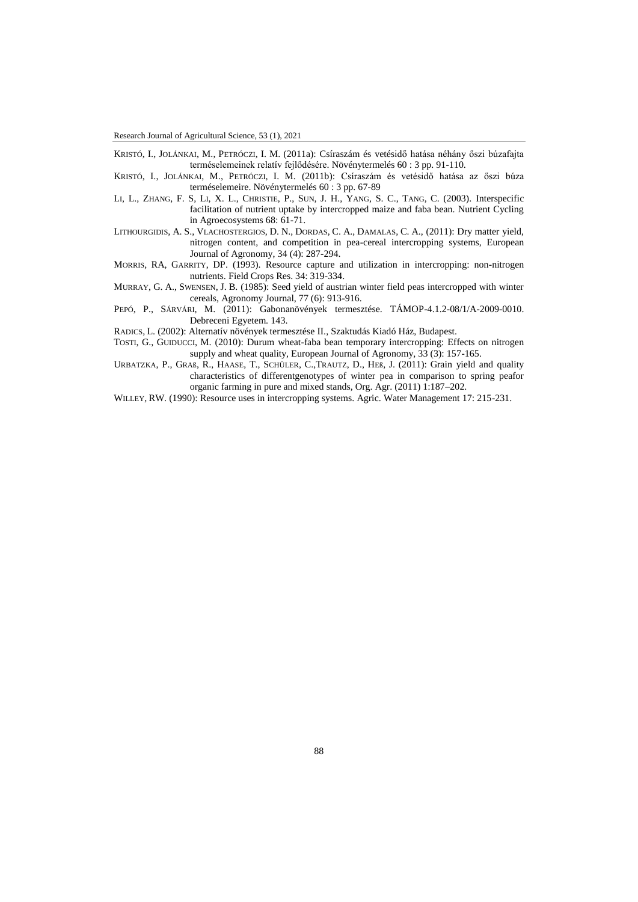KRISTÓ, I., JOLÁNKAI, M., PETRÓCZI, I. M. (2011a): Csíraszám és vetésidő hatása néhány őszi búzafajta terméselemeinek relatív fejlődésére. Növénytermelés 60 : 3 pp. 91-110.

KRISTÓ, I., JOLÁNKAI, M., PETRÓCZI, I. M. (2011b): Csíraszám és vetésidő hatása az őszi búza terméselemeire. Növénytermelés 60 : 3 pp. 67-89

LI, L., ZHANG, F. S, LI, X. L., CHRISTIE, P., SUN, J. H., YANG, S. C., TANG, C. (2003). Interspecific facilitation of nutrient uptake by intercropped maize and faba bean. Nutrient Cycling in Agroecosystems 68: 61-71.

LITHOURGIDIS, A. S., VLACHOSTERGIOS, D. N., DORDAS, C. A., DAMALAS, C. A., (2011): Dry matter yield, nitrogen content, and competition in pea-cereal intercropping systems, European Journal of Agronomy, 34 (4): 287-294.

MORRIS, RA, GARRITY, DP. (1993). Resource capture and utilization in intercropping: non-nitrogen nutrients. Field Crops Res. 34: 319-334.

MURRAY, G. A., SWENSEN, J. B. (1985): Seed yield of austrian winter field peas intercropped with winter cereals, Agronomy Journal, 77 (6): 913-916.

PEPÓ, P., SÁRVÁRI, M. (2011): Gabonanövények termesztése. TÁMOP-4.1.2-08/1/A-2009-0010. Debreceni Egyetem. 143.

RADICS, L. (2002): Alternatív növények termesztése II., Szaktudás Kiadó Ház, Budapest.

TOSTI, G., GUIDUCCI, M. (2010): Durum wheat-faba bean temporary intercropping: Effects on nitrogen supply and wheat quality, European Journal of Agronomy, 33 (3): 157-165.

URBATZKA, P., GRAß, R., HAASE, T., SCHÜLER, C.,TRAUTZ, D., HEß, J. (2011): Grain yield and quality characteristics of differentgenotypes of winter pea in comparison to spring peafor organic farming in pure and mixed stands, Org. Agr. (2011) 1:187–202.

WILLEY, RW. (1990): Resource uses in intercropping systems. Agric. Water Management 17: 215-231.